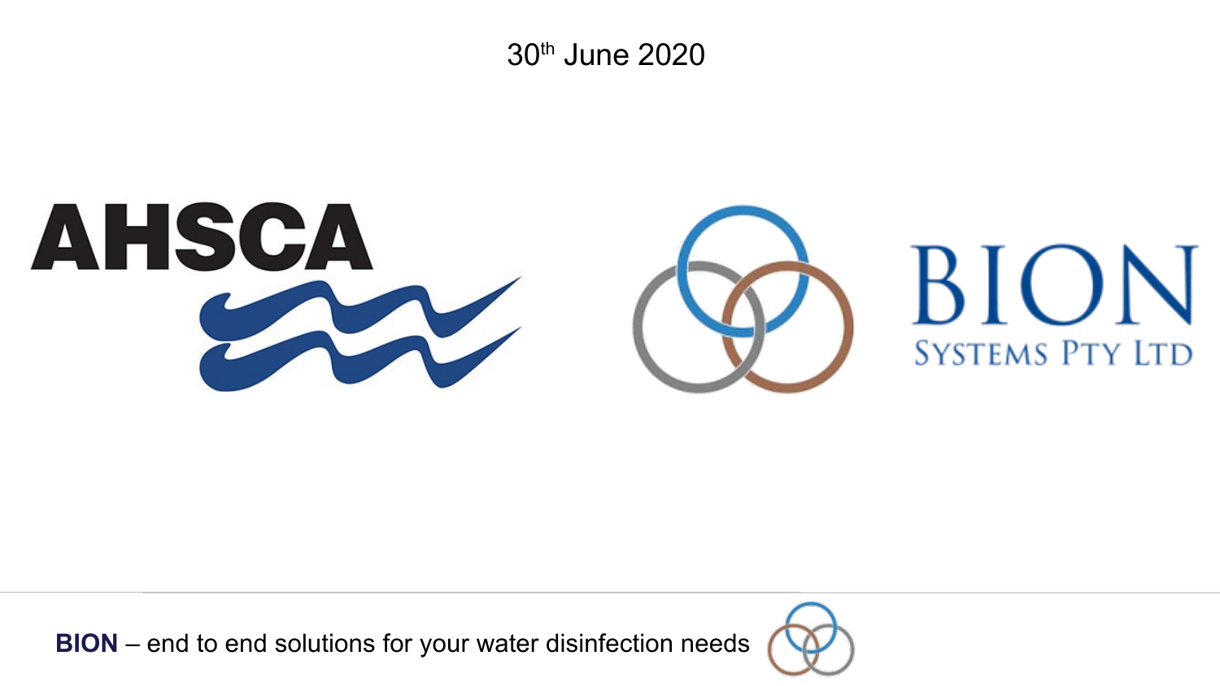30th June 2020

AHSCA

BION

SYSTEMS PTY LTD

**BION** – end to end solutions for your water disinfection needs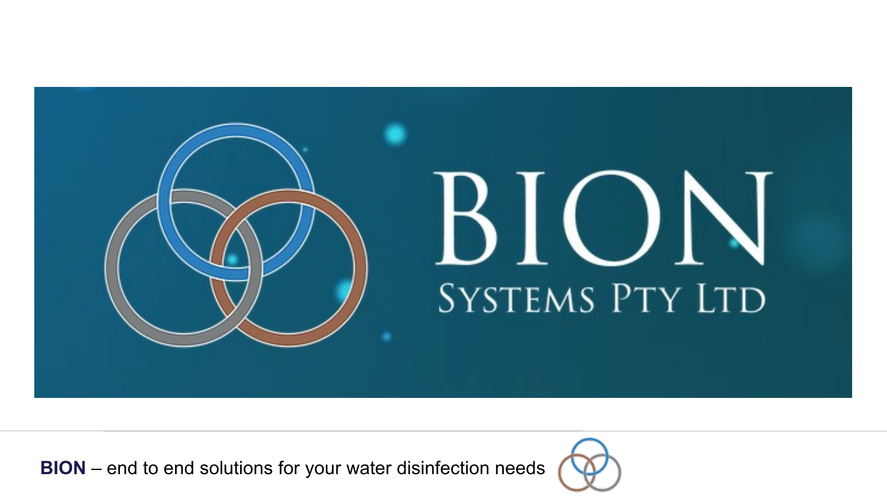# BION

SYSTEMS PTY LTD

**BION** – end to end solutions for your water disinfection needs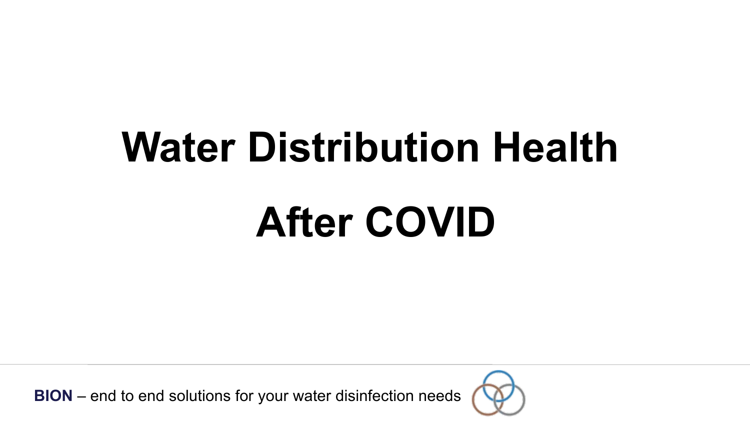# Water Distribution Health

# After COVID

**BION** – end to end solutions for your water disinfection needs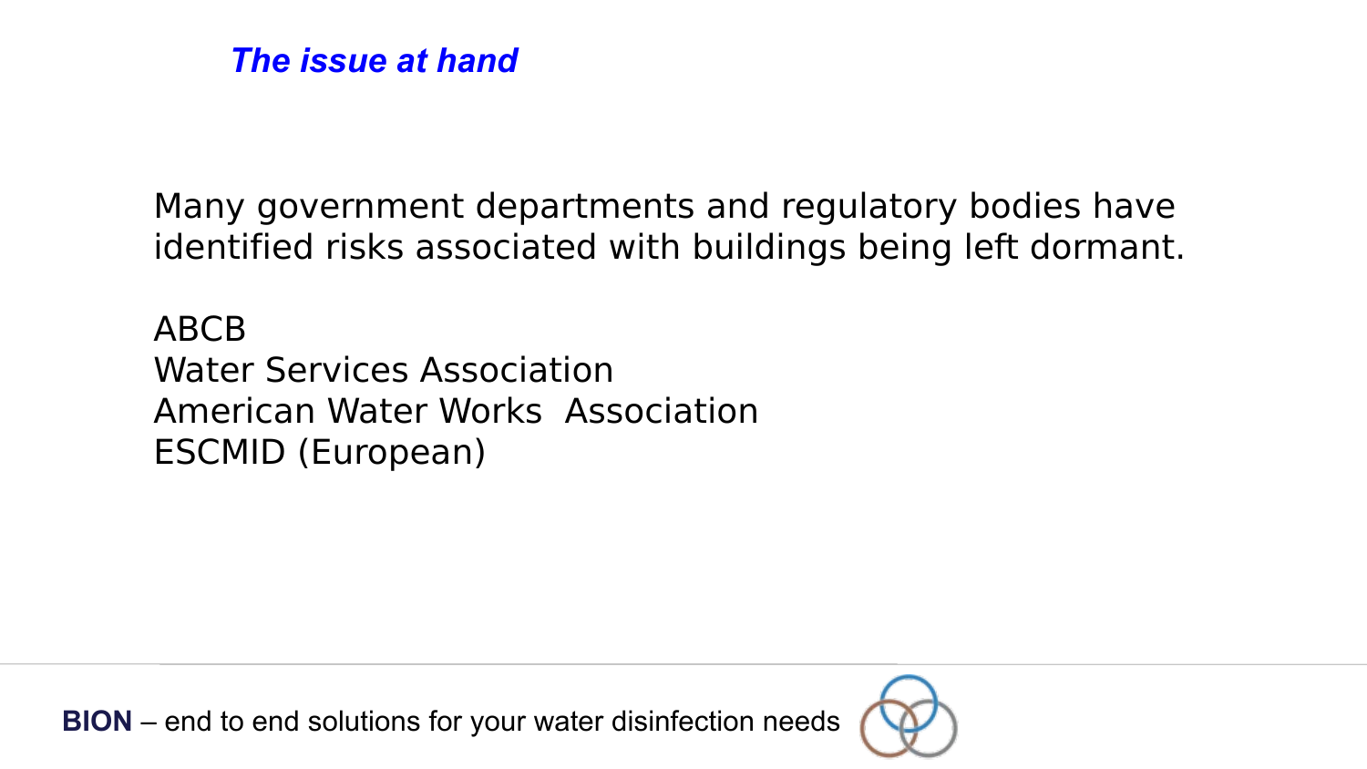## *The issue at hand*

Many government departments and regulatory bodies have identified risks associated with buildings being left dormant.

ABCB
Water Services Association
American Water Works  Association
ESCMID (European)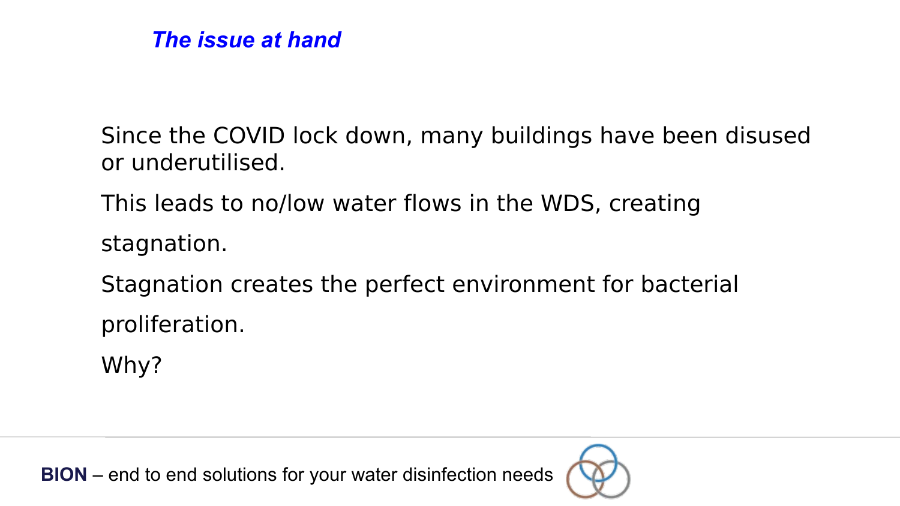## *The issue at hand*

Since the COVID lock down, many buildings have been disused or underutilised.

This leads to no/low water flows in the WDS, creating stagnation.

Stagnation creates the perfect environment for bacterial proliferation.

Why?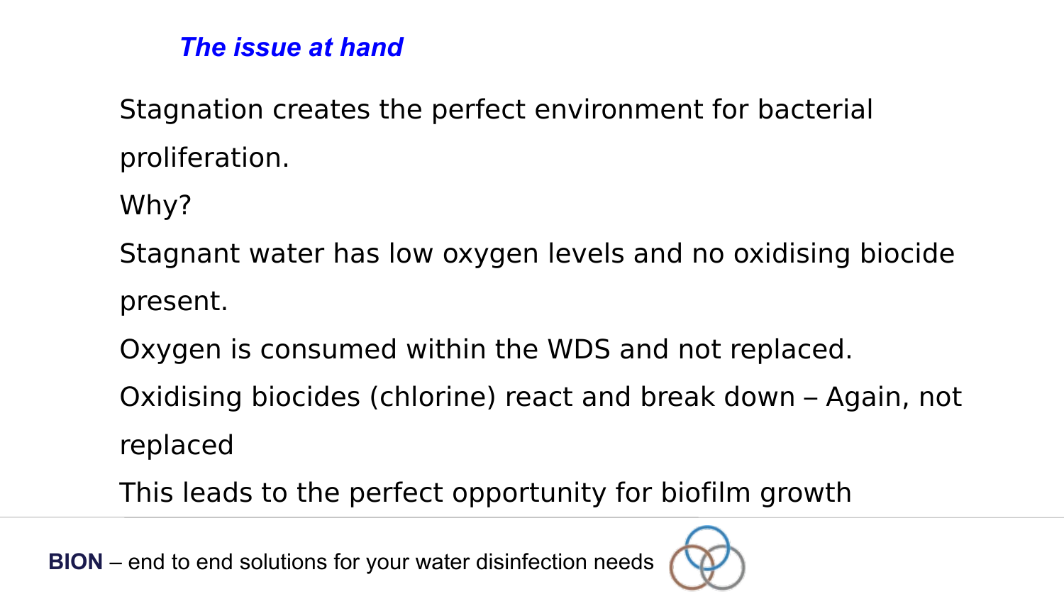## *The issue at hand*

Stagnation creates the perfect environment for bacterial proliferation.

Why?

Stagnant water has low oxygen levels and no oxidising biocide present.

Oxygen is consumed within the WDS and not replaced.

Oxidising biocides (chlorine) react and break down – Again, not replaced

This leads to the perfect opportunity for biofilm growth

**BION** – end to end solutions for your water disinfection needs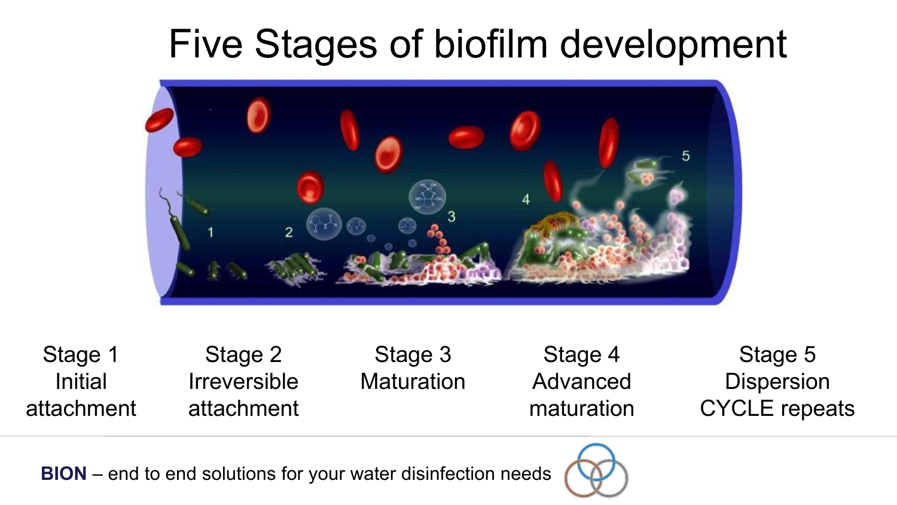# Five Stages of biofilm development

| Stage 1 | Stage 2 | Stage 3 | Stage 4 | Stage 5 |
| --- | --- | --- | --- | --- |
| Initial attachment | Irreversible attachment | Maturation | Advanced maturation | Dispersion CYCLE repeats |

**BION** – end to end solutions for your water disinfection needs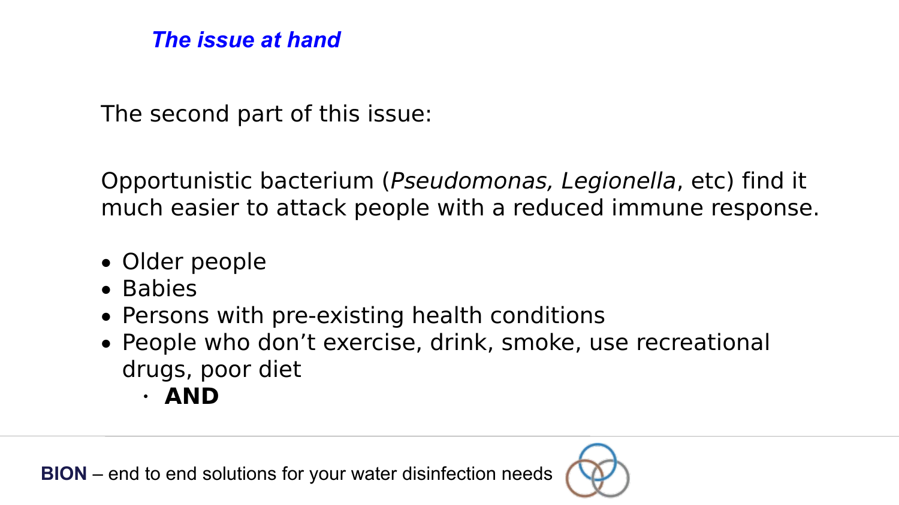## *The issue at hand*

The second part of this issue:

Opportunistic bacterium (*Pseudomonas, Legionella*, etc) find it much easier to attack people with a reduced immune response.

- Older people
- Babies
- Persons with pre-existing health conditions
- People who don't exercise, drink, smoke, use recreational drugs, poor diet
  - **AND**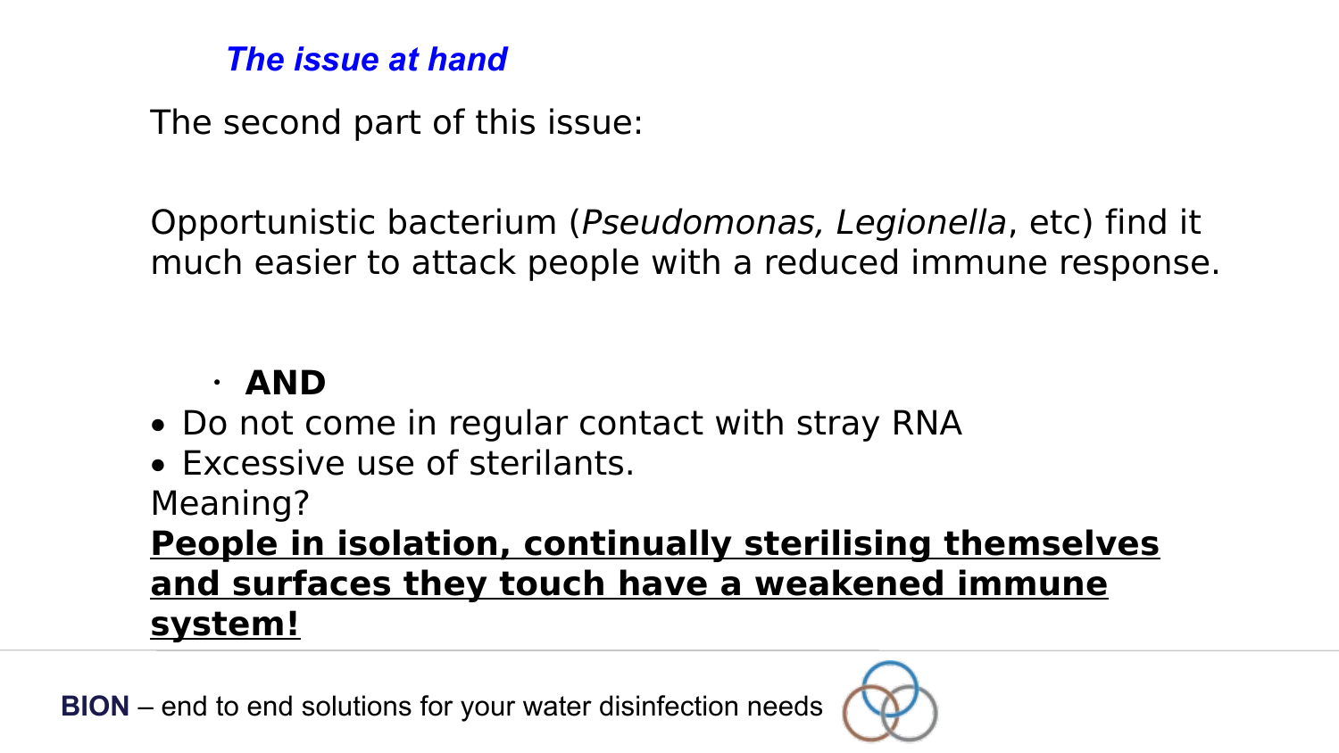***The issue at hand***

The second part of this issue:

Opportunistic bacterium (*Pseudomonas, Legionella*, etc) find it much easier to attack people with a reduced immune response.

- **AND**

- Do not come in regular contact with stray RNA
- Excessive use of sterilants.

Meaning?

**<u>People in isolation, continually sterilising themselves and surfaces they touch have a weakened immune system!</u>**

**BION** – end to end solutions for your water disinfection needs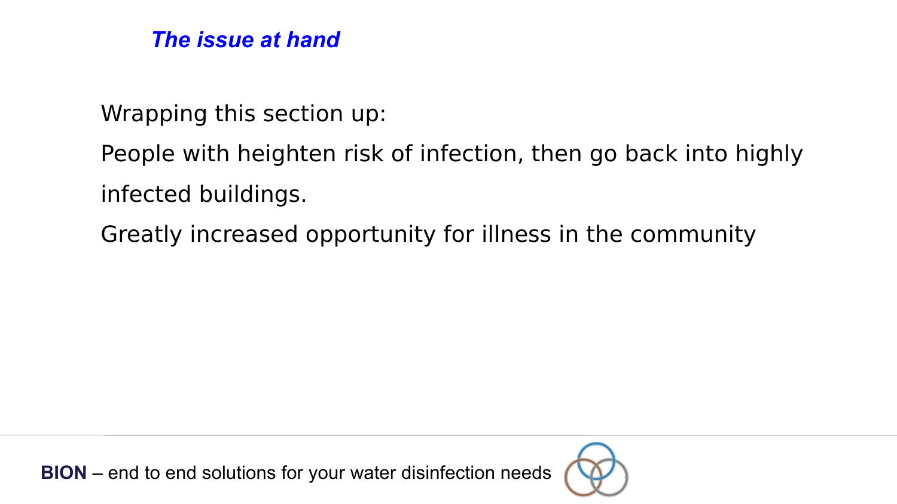## *The issue at hand*

Wrapping this section up:

People with heighten risk of infection, then go back into highly infected buildings.

Greatly increased opportunity for illness in the community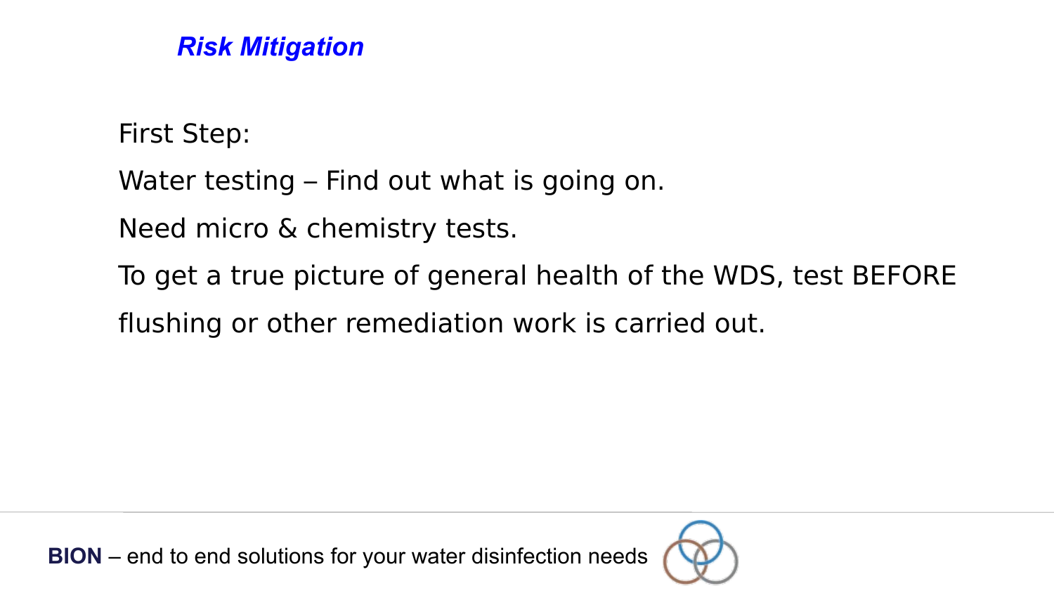## *Risk Mitigation*

First Step:

Water testing – Find out what is going on.

Need micro & chemistry tests.

To get a true picture of general health of the WDS, test BEFORE flushing or other remediation work is carried out.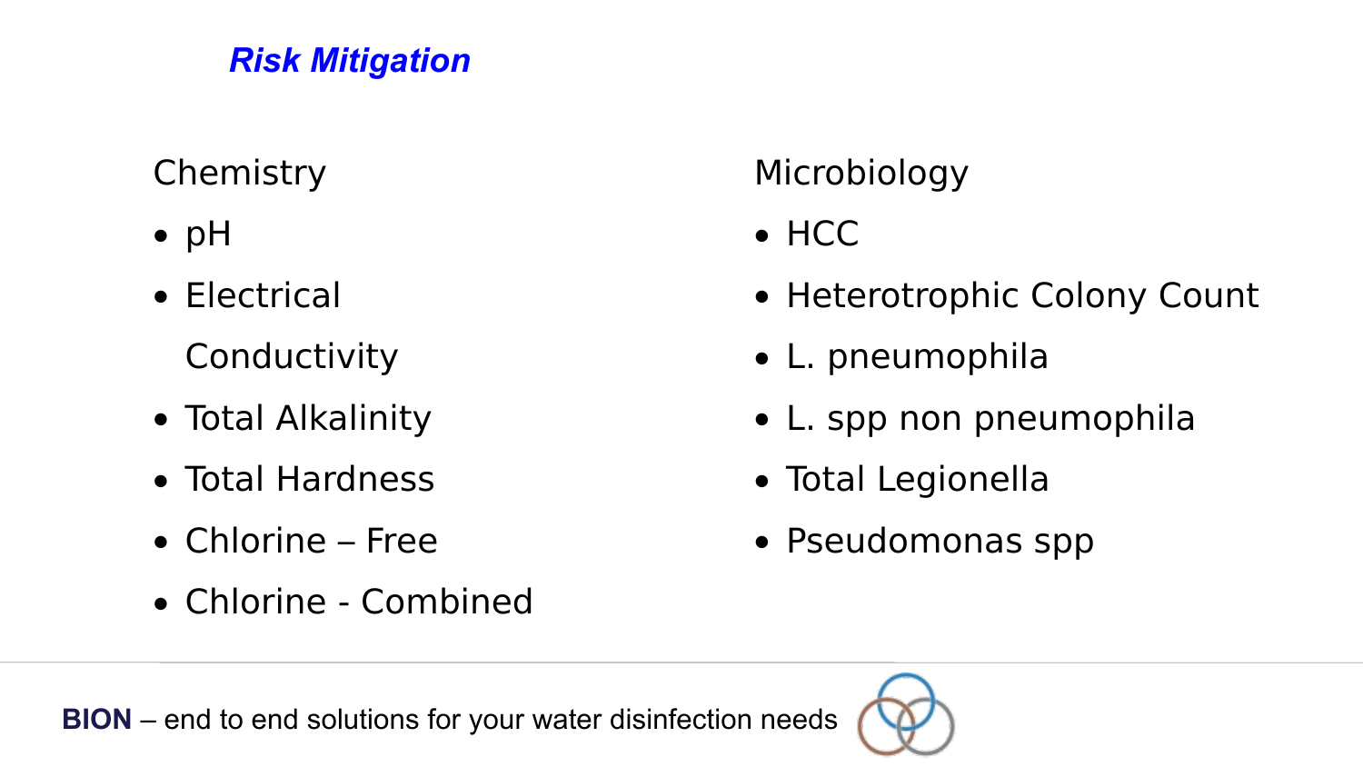## *Risk Mitigation*

Chemistry

- pH
- Electrical Conductivity
- Total Alkalinity
- Total Hardness
- Chlorine – Free
- Chlorine - Combined

Microbiology

- HCC
- Heterotrophic Colony Count
- L. pneumophila
- L. spp non pneumophila
- Total Legionella
- Pseudomonas spp

**BION** – end to end solutions for your water disinfection needs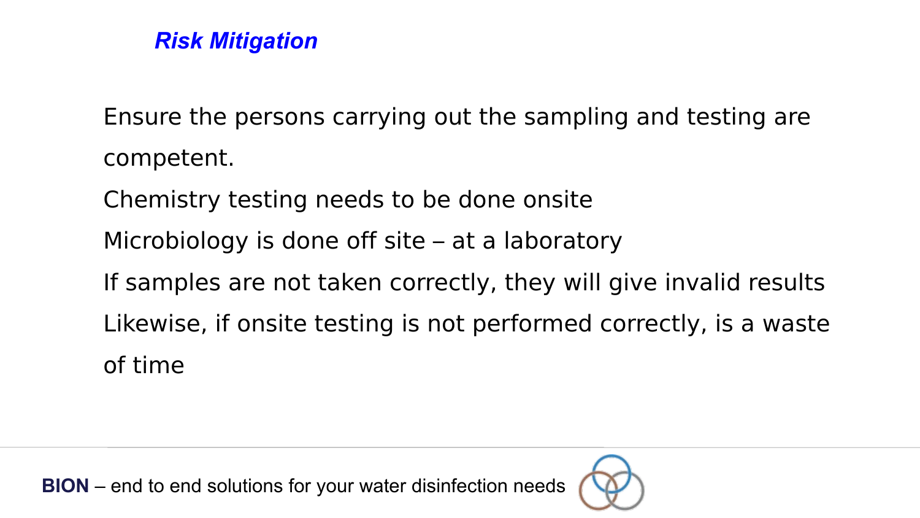## *Risk Mitigation*

Ensure the persons carrying out the sampling and testing are competent.

Chemistry testing needs to be done onsite

Microbiology is done off site – at a laboratory

If samples are not taken correctly, they will give invalid results

Likewise, if onsite testing is not performed correctly, is a waste of time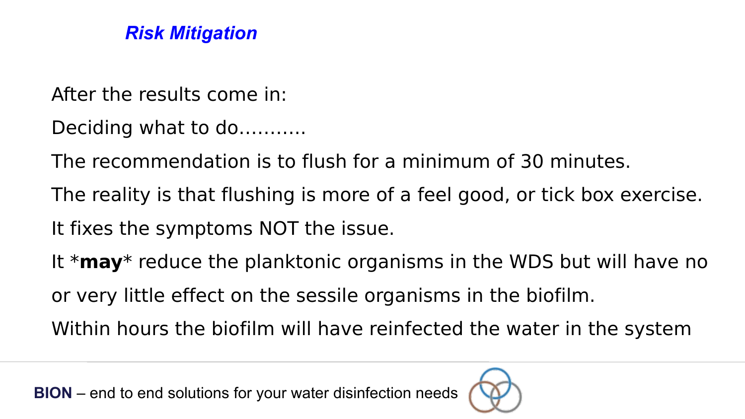## *Risk Mitigation*

After the results come in:

Deciding what to do...........

The recommendation is to flush for a minimum of 30 minutes.

The reality is that flushing is more of a feel good, or tick box exercise.

It fixes the symptoms NOT the issue.

It ***may*** reduce the planktonic organisms in the WDS but will have no or very little effect on the sessile organisms in the biofilm.

Within hours the biofilm will have reinfected the water in the system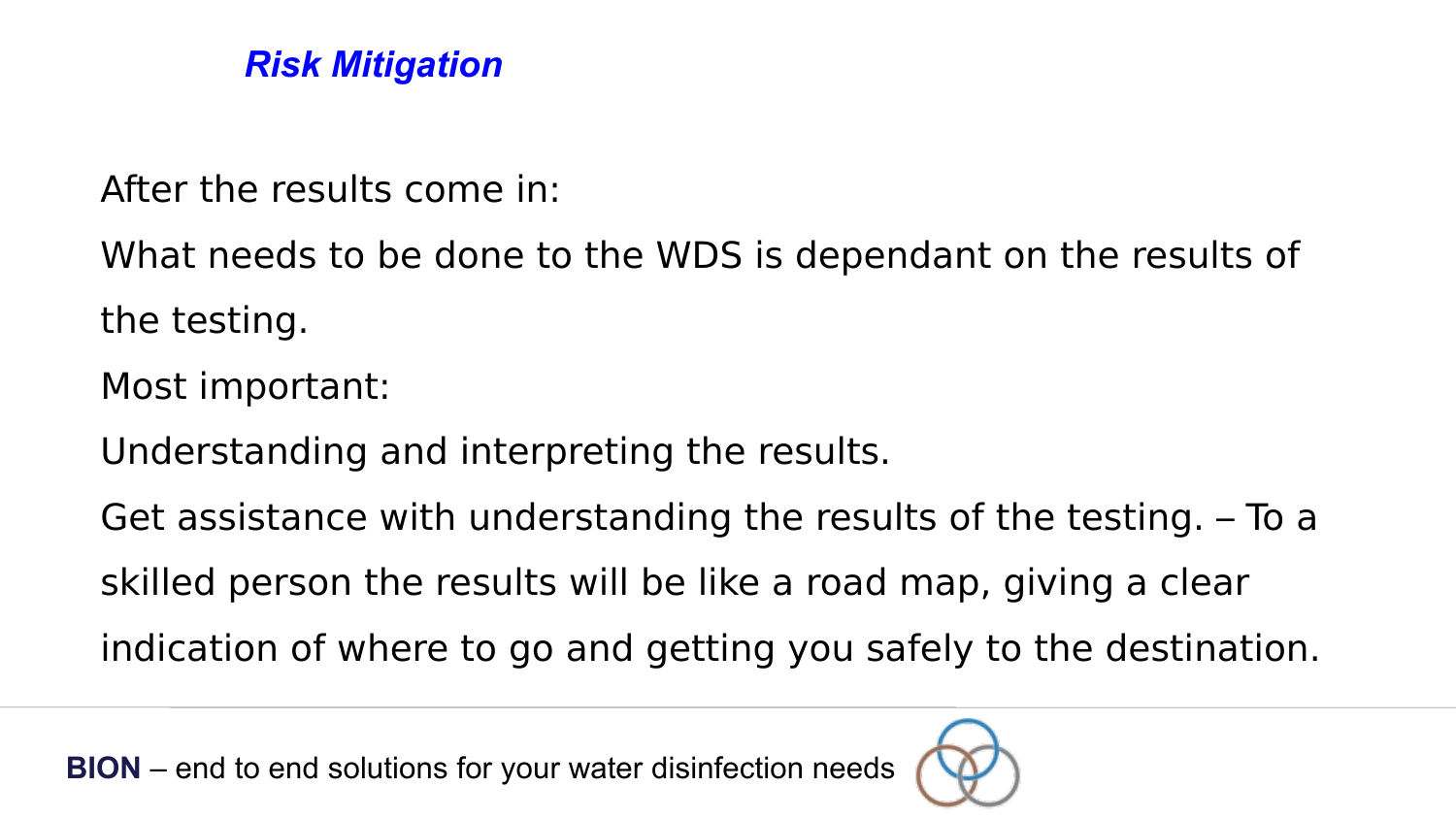## *Risk Mitigation*

After the results come in:

What needs to be done to the WDS is dependant on the results of the testing.

Most important:

Understanding and interpreting the results.

Get assistance with understanding the results of the testing. – To a skilled person the results will be like a road map, giving a clear indication of where to go and getting you safely to the destination.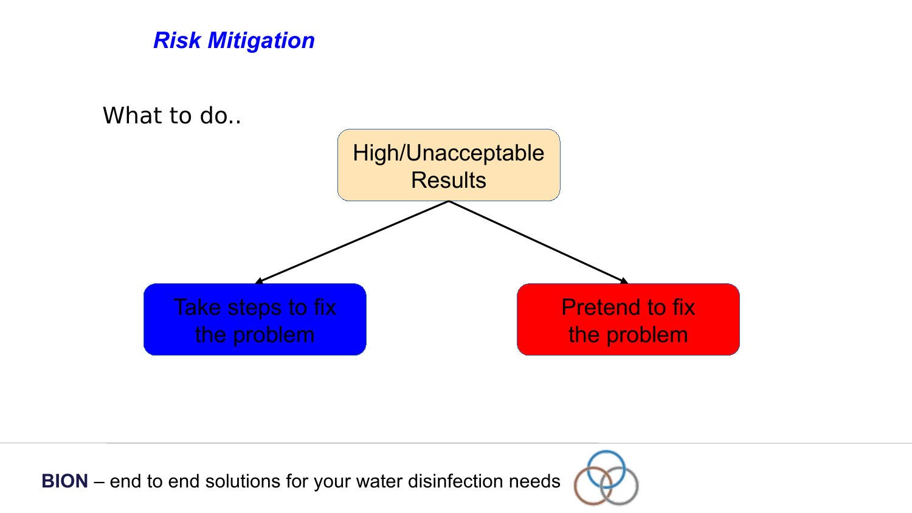## *Risk Mitigation*

What to do..

High/Unacceptable Results

- Take steps to fix the problem
- Pretend to fix the problem

**BION** – end to end solutions for your water disinfection needs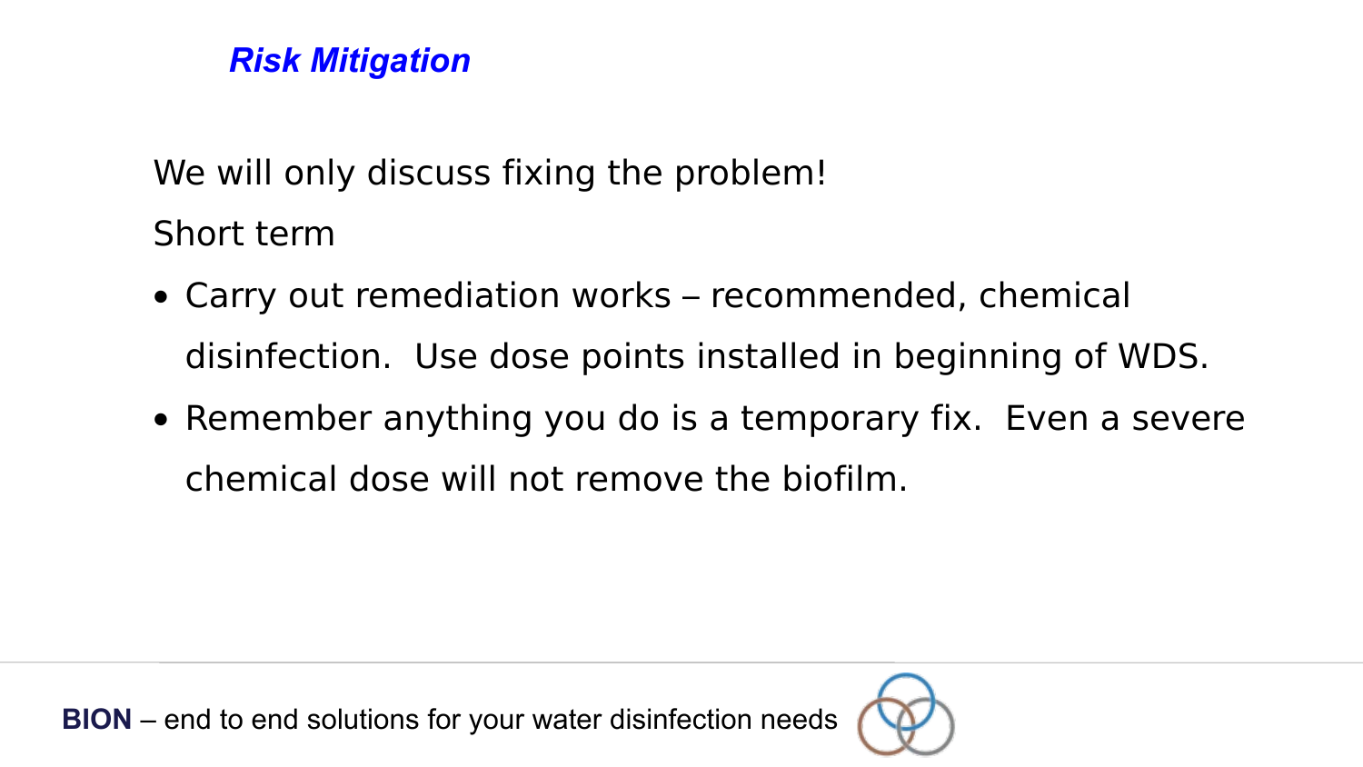## *Risk Mitigation*

We will only discuss fixing the problem!

Short term

- Carry out remediation works – recommended, chemical disinfection. Use dose points installed in beginning of WDS.
- Remember anything you do is a temporary fix. Even a severe chemical dose will not remove the biofilm.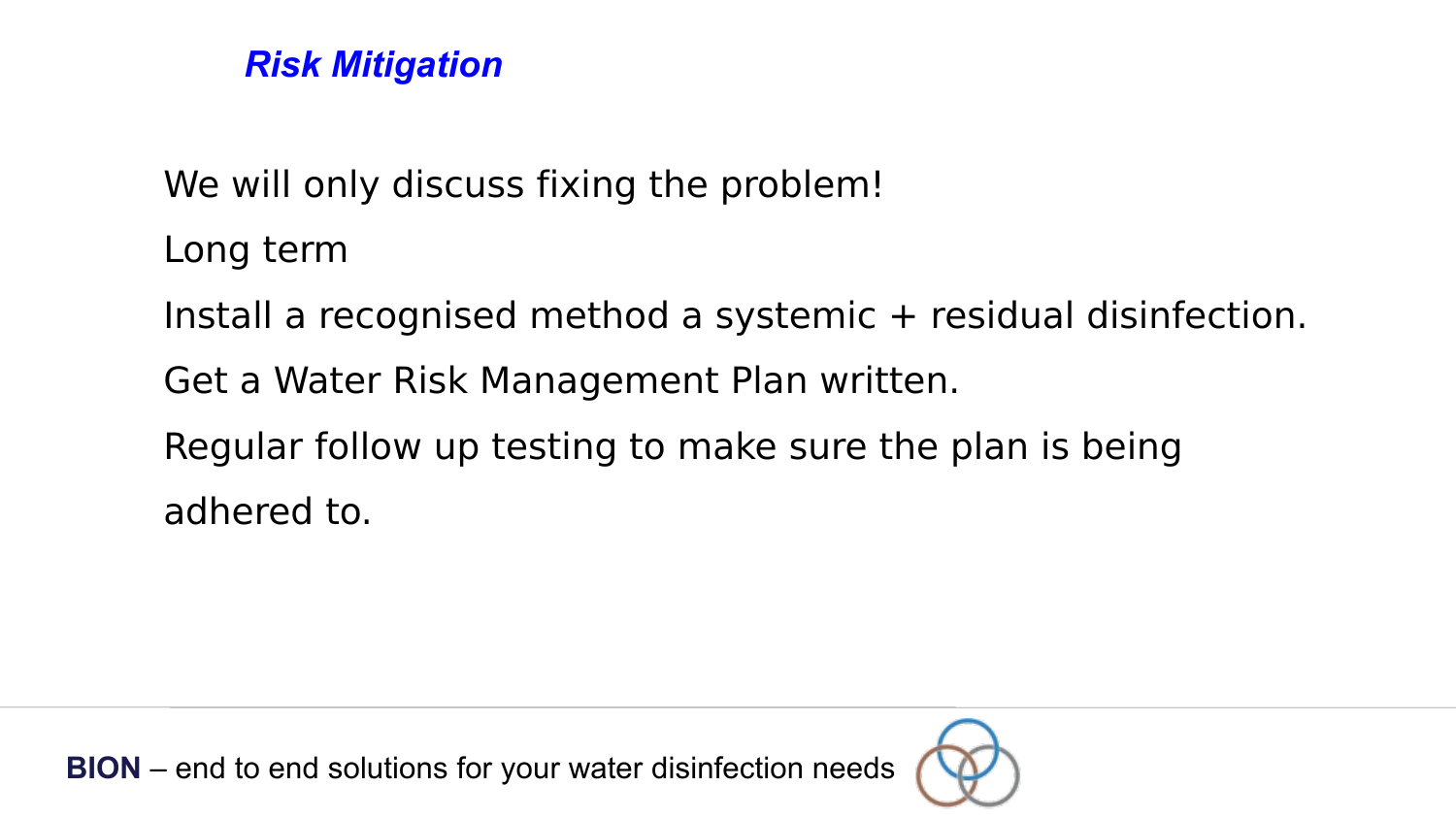## *Risk Mitigation*

We will only discuss fixing the problem!

Long term

Install a recognised method a systemic + residual disinfection.

Get a Water Risk Management Plan written.

Regular follow up testing to make sure the plan is being adhered to.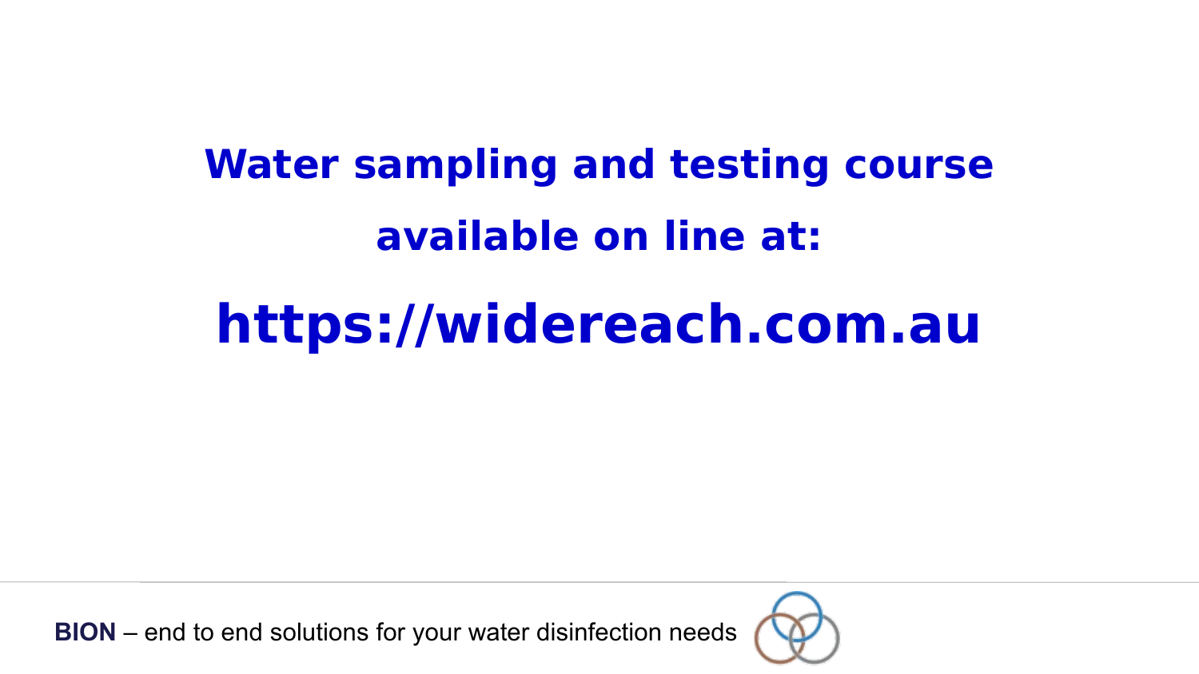# Water sampling and testing course

# available on line at:

# https://widereach.com.au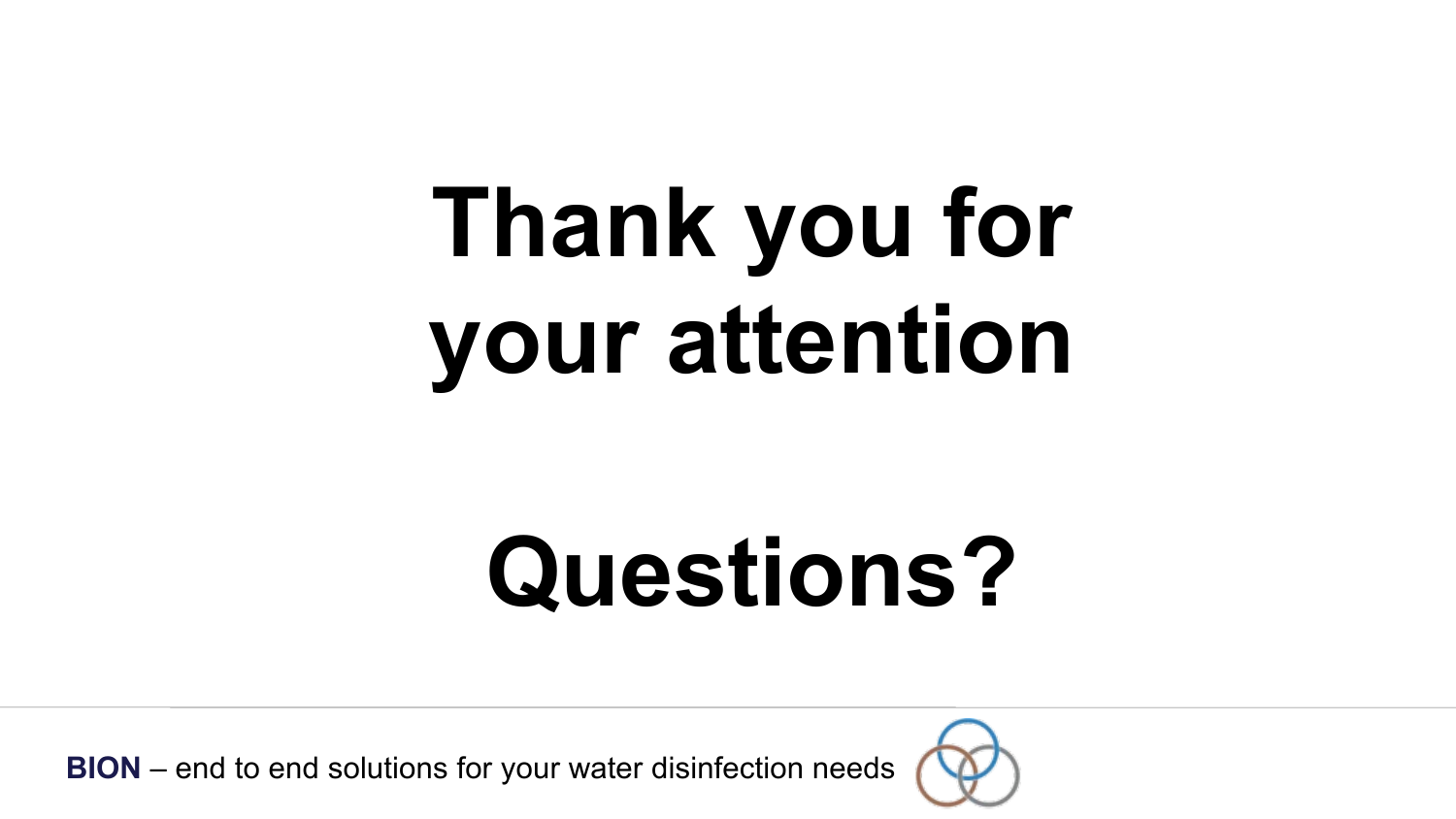# Thank you for your attention

# Questions?

**BION** – end to end solutions for your water disinfection needs